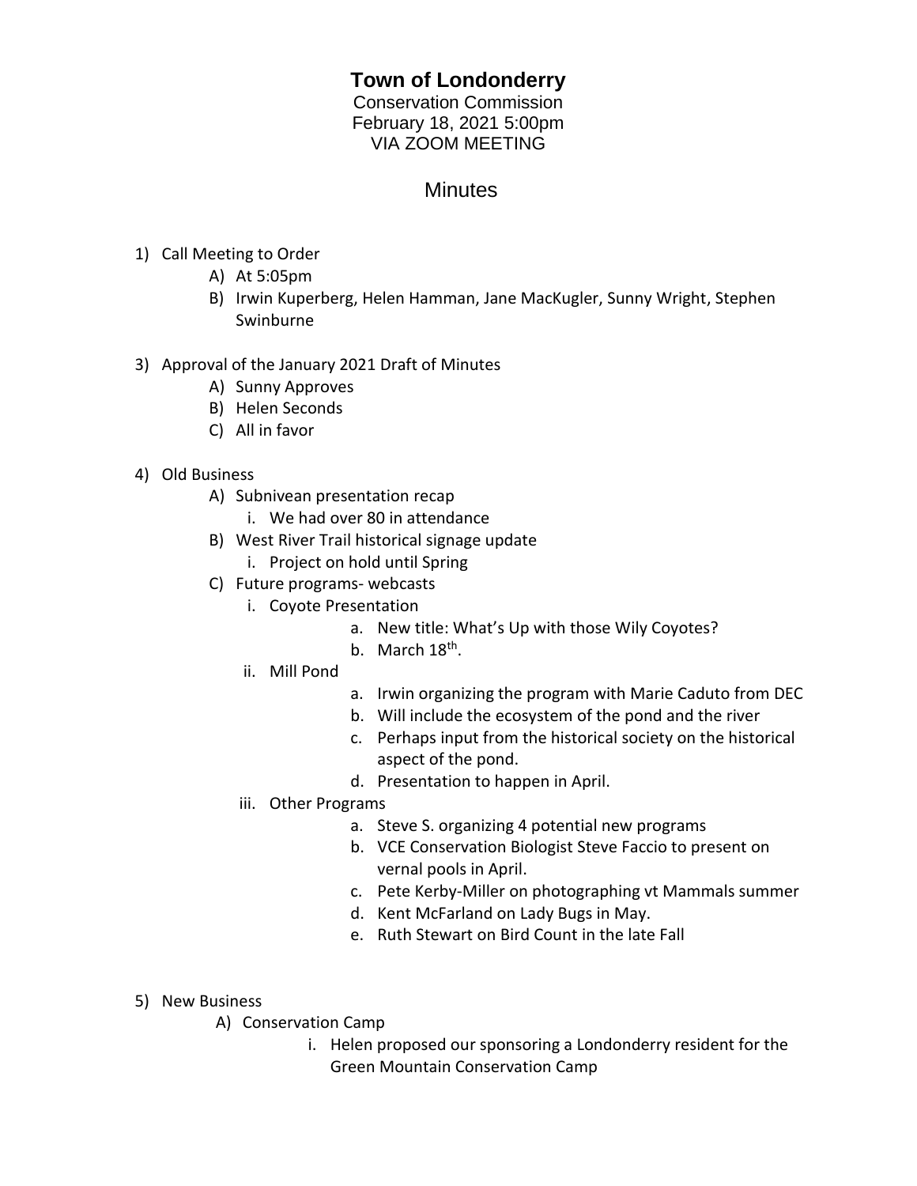# Town of Londonderry

Conservation Commission
February 18, 2021 5:00pm
VIA ZOOM MEETING

## Minutes

1) Call Meeting to Order
   A) At 5:05pm
   B) Irwin Kuperberg, Helen Hamman, Jane MacKugler, Sunny Wright, Stephen Swinburne

3) Approval of the January 2021 Draft of Minutes
   A) Sunny Approves
   B) Helen Seconds
   C) All in favor

4) Old Business
   A) Subnivean presentation recap
      i. We had over 80 in attendance
   B) West River Trail historical signage update
      i. Project on hold until Spring
   C) Future programs- webcasts
      i. Coyote Presentation
         a. New title: What's Up with those Wily Coyotes?
         b. March 18th.
      ii. Mill Pond
         a. Irwin organizing the program with Marie Caduto from DEC
         b. Will include the ecosystem of the pond and the river
         c. Perhaps input from the historical society on the historical aspect of the pond.
         d. Presentation to happen in April.
      iii. Other Programs
         a. Steve S. organizing 4 potential new programs
         b. VCE Conservation Biologist Steve Faccio to present on vernal pools in April.
         c. Pete Kerby-Miller on photographing vt Mammals summer
         d. Kent McFarland on Lady Bugs in May.
         e. Ruth Stewart on Bird Count in the late Fall

5) New Business
   A) Conservation Camp
      i. Helen proposed our sponsoring a Londonderry resident for the Green Mountain Conservation Camp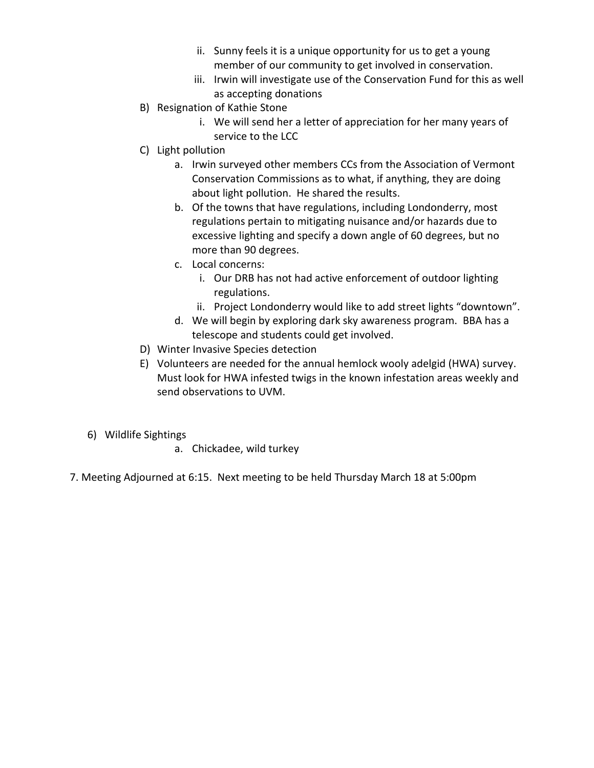- ii. Sunny feels it is a unique opportunity for us to get a young member of our community to get involved in conservation.
   - iii. Irwin will investigate use of the Conservation Fund for this as well as accepting donations

B) Resignation of Kathie Stone
   - i. We will send her a letter of appreciation for her many years of service to the LCC

C) Light pollution
   - a. Irwin surveyed other members CCs from the Association of Vermont Conservation Commissions as to what, if anything, they are doing about light pollution. He shared the results.
   - b. Of the towns that have regulations, including Londonderry, most regulations pertain to mitigating nuisance and/or hazards due to excessive lighting and specify a down angle of 60 degrees, but no more than 90 degrees.
   - c. Local concerns:
     - i. Our DRB has not had active enforcement of outdoor lighting regulations.
     - ii. Project Londonderry would like to add street lights "downtown".
   - d. We will begin by exploring dark sky awareness program. BBA has a telescope and students could get involved.

D) Winter Invasive Species detection

E) Volunteers are needed for the annual hemlock wooly adelgid (HWA) survey. Must look for HWA infested twigs in the known infestation areas weekly and send observations to UVM.

6) Wildlife Sightings
   - a. Chickadee, wild turkey

7. Meeting Adjourned at 6:15. Next meeting to be held Thursday March 18 at 5:00pm